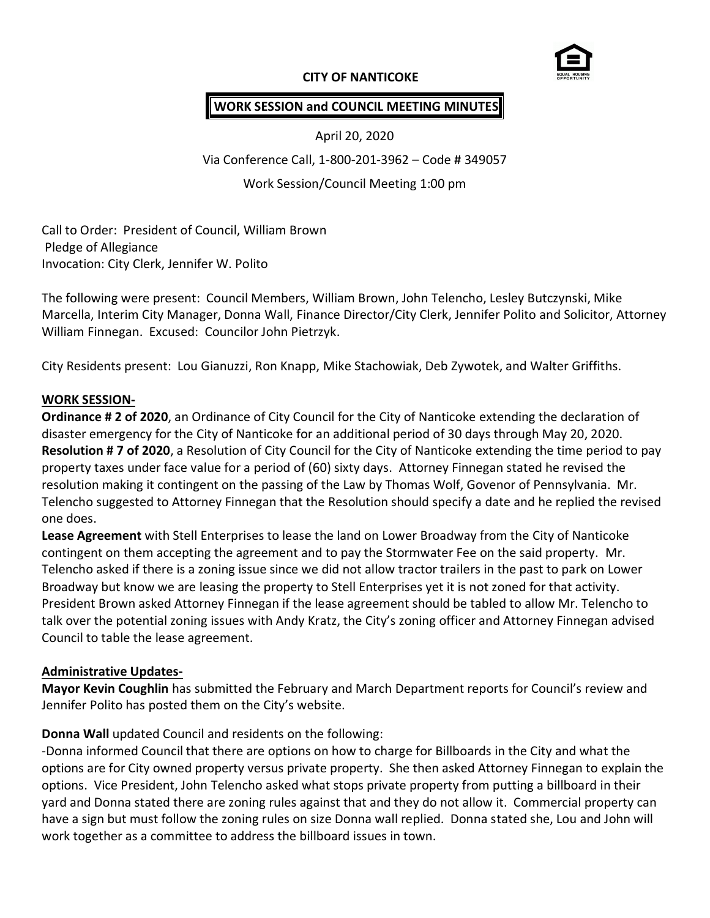# CITY OF NANTICOKE

## WORK SESSION and COUNCIL MEETING MINUTES

April 20, 2020

Via Conference Call, 1-800-201-3962 – Code # 349057

Work Session/Council Meeting 1:00 pm

Call to Order: President of Council, William Brown
Pledge of Allegiance
Invocation: City Clerk, Jennifer W. Polito

The following were present: Council Members, William Brown, John Telencho, Lesley Butczynski, Mike Marcella, Interim City Manager, Donna Wall, Finance Director/City Clerk, Jennifer Polito and Solicitor, Attorney William Finnegan. Excused: Councilor John Pietrzyk.

City Residents present: Lou Gianuzzi, Ron Knapp, Mike Stachowiak, Deb Zywotek, and Walter Griffiths.

**WORK SESSION-**

**Ordinance # 2 of 2020**, an Ordinance of City Council for the City of Nanticoke extending the declaration of disaster emergency for the City of Nanticoke for an additional period of 30 days through May 20, 2020.

**Resolution # 7 of 2020**, a Resolution of City Council for the City of Nanticoke extending the time period to pay property taxes under face value for a period of (60) sixty days. Attorney Finnegan stated he revised the resolution making it contingent on the passing of the Law by Thomas Wolf, Govenor of Pennsylvania. Mr. Telencho suggested to Attorney Finnegan that the Resolution should specify a date and he replied the revised one does.

**Lease Agreement** with Stell Enterprises to lease the land on Lower Broadway from the City of Nanticoke contingent on them accepting the agreement and to pay the Stormwater Fee on the said property. Mr. Telencho asked if there is a zoning issue since we did not allow tractor trailers in the past to park on Lower Broadway but know we are leasing the property to Stell Enterprises yet it is not zoned for that activity. President Brown asked Attorney Finnegan if the lease agreement should be tabled to allow Mr. Telencho to talk over the potential zoning issues with Andy Kratz, the City's zoning officer and Attorney Finnegan advised Council to table the lease agreement.

**Administrative Updates-**

**Mayor Kevin Coughlin** has submitted the February and March Department reports for Council's review and Jennifer Polito has posted them on the City's website.

**Donna Wall** updated Council and residents on the following:

-Donna informed Council that there are options on how to charge for Billboards in the City and what the options are for City owned property versus private property. She then asked Attorney Finnegan to explain the options. Vice President, John Telencho asked what stops private property from putting a billboard in their yard and Donna stated there are zoning rules against that and they do not allow it. Commercial property can have a sign but must follow the zoning rules on size Donna wall replied. Donna stated she, Lou and John will work together as a committee to address the billboard issues in town.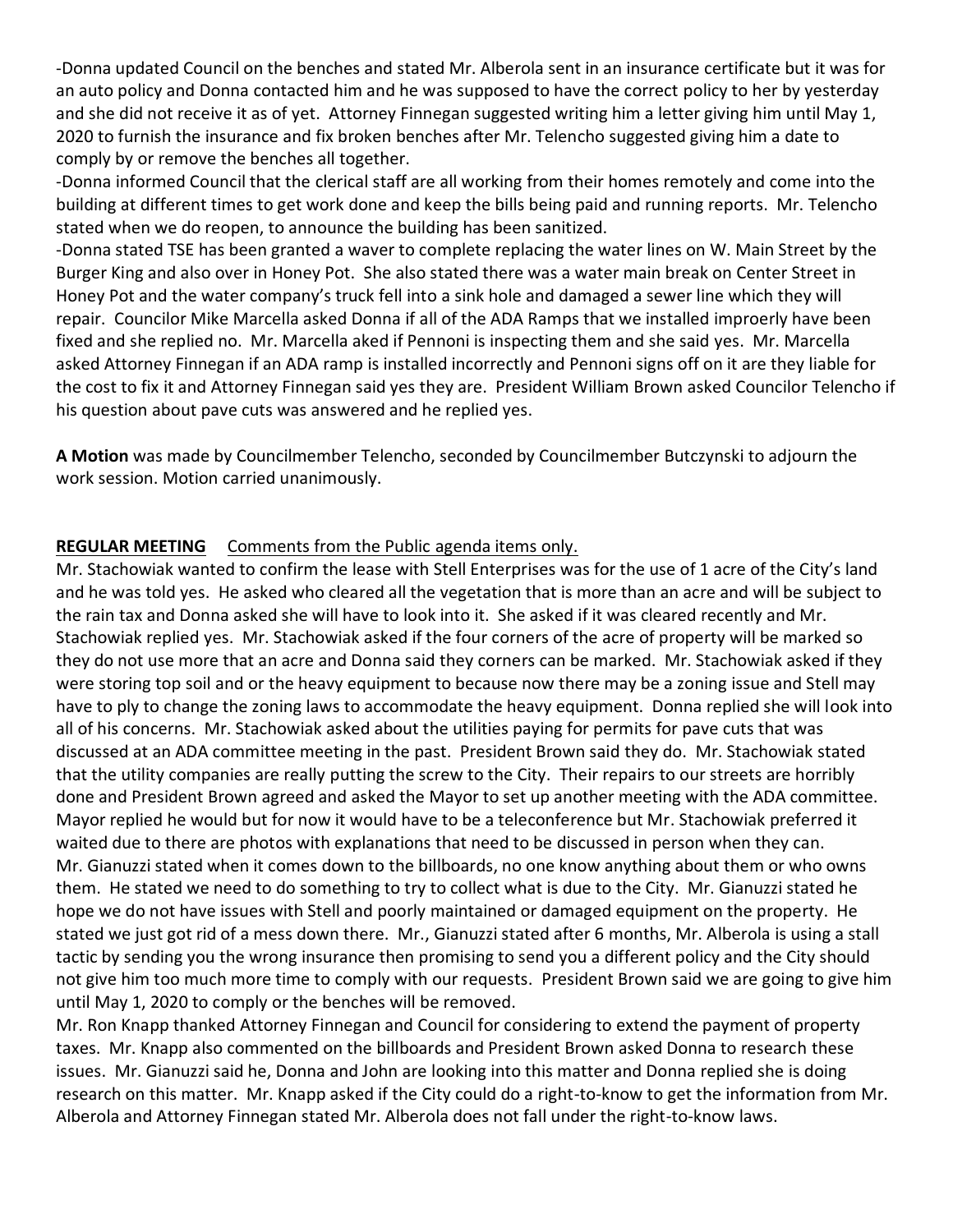-Donna updated Council on the benches and stated Mr. Alberola sent in an insurance certificate but it was for an auto policy and Donna contacted him and he was supposed to have the correct policy to her by yesterday and she did not receive it as of yet. Attorney Finnegan suggested writing him a letter giving him until May 1, 2020 to furnish the insurance and fix broken benches after Mr. Telencho suggested giving him a date to comply by or remove the benches all together.

-Donna informed Council that the clerical staff are all working from their homes remotely and come into the building at different times to get work done and keep the bills being paid and running reports. Mr. Telencho stated when we do reopen, to announce the building has been sanitized.

-Donna stated TSE has been granted a waver to complete replacing the water lines on W. Main Street by the Burger King and also over in Honey Pot. She also stated there was a water main break on Center Street in Honey Pot and the water company's truck fell into a sink hole and damaged a sewer line which they will repair. Councilor Mike Marcella asked Donna if all of the ADA Ramps that we installed improerly have been fixed and she replied no. Mr. Marcella aked if Pennoni is inspecting them and she said yes. Mr. Marcella asked Attorney Finnegan if an ADA ramp is installed incorrectly and Pennoni signs off on it are they liable for the cost to fix it and Attorney Finnegan said yes they are. President William Brown asked Councilor Telencho if his question about pave cuts was answered and he replied yes.

**A Motion** was made by Councilmember Telencho, seconded by Councilmember Butczynski to adjourn the work session. Motion carried unanimously.

**REGULAR MEETING** Comments from the Public agenda items only.

Mr. Stachowiak wanted to confirm the lease with Stell Enterprises was for the use of 1 acre of the City's land and he was told yes. He asked who cleared all the vegetation that is more than an acre and will be subject to the rain tax and Donna asked she will have to look into it. She asked if it was cleared recently and Mr. Stachowiak replied yes. Mr. Stachowiak asked if the four corners of the acre of property will be marked so they do not use more that an acre and Donna said they corners can be marked. Mr. Stachowiak asked if they were storing top soil and or the heavy equipment to because now there may be a zoning issue and Stell may have to ply to change the zoning laws to accommodate the heavy equipment. Donna replied she will look into all of his concerns. Mr. Stachowiak asked about the utilities paying for permits for pave cuts that was discussed at an ADA committee meeting in the past. President Brown said they do. Mr. Stachowiak stated that the utility companies are really putting the screw to the City. Their repairs to our streets are horribly done and President Brown agreed and asked the Mayor to set up another meeting with the ADA committee. Mayor replied he would but for now it would have to be a teleconference but Mr. Stachowiak preferred it waited due to there are photos with explanations that need to be discussed in person when they can.

Mr. Gianuzzi stated when it comes down to the billboards, no one know anything about them or who owns them. He stated we need to do something to try to collect what is due to the City. Mr. Gianuzzi stated he hope we do not have issues with Stell and poorly maintained or damaged equipment on the property. He stated we just got rid of a mess down there. Mr., Gianuzzi stated after 6 months, Mr. Alberola is using a stall tactic by sending you the wrong insurance then promising to send you a different policy and the City should not give him too much more time to comply with our requests. President Brown said we are going to give him until May 1, 2020 to comply or the benches will be removed.

Mr. Ron Knapp thanked Attorney Finnegan and Council for considering to extend the payment of property taxes. Mr. Knapp also commented on the billboards and President Brown asked Donna to research these issues. Mr. Gianuzzi said he, Donna and John are looking into this matter and Donna replied she is doing research on this matter. Mr. Knapp asked if the City could do a right-to-know to get the information from Mr. Alberola and Attorney Finnegan stated Mr. Alberola does not fall under the right-to-know laws.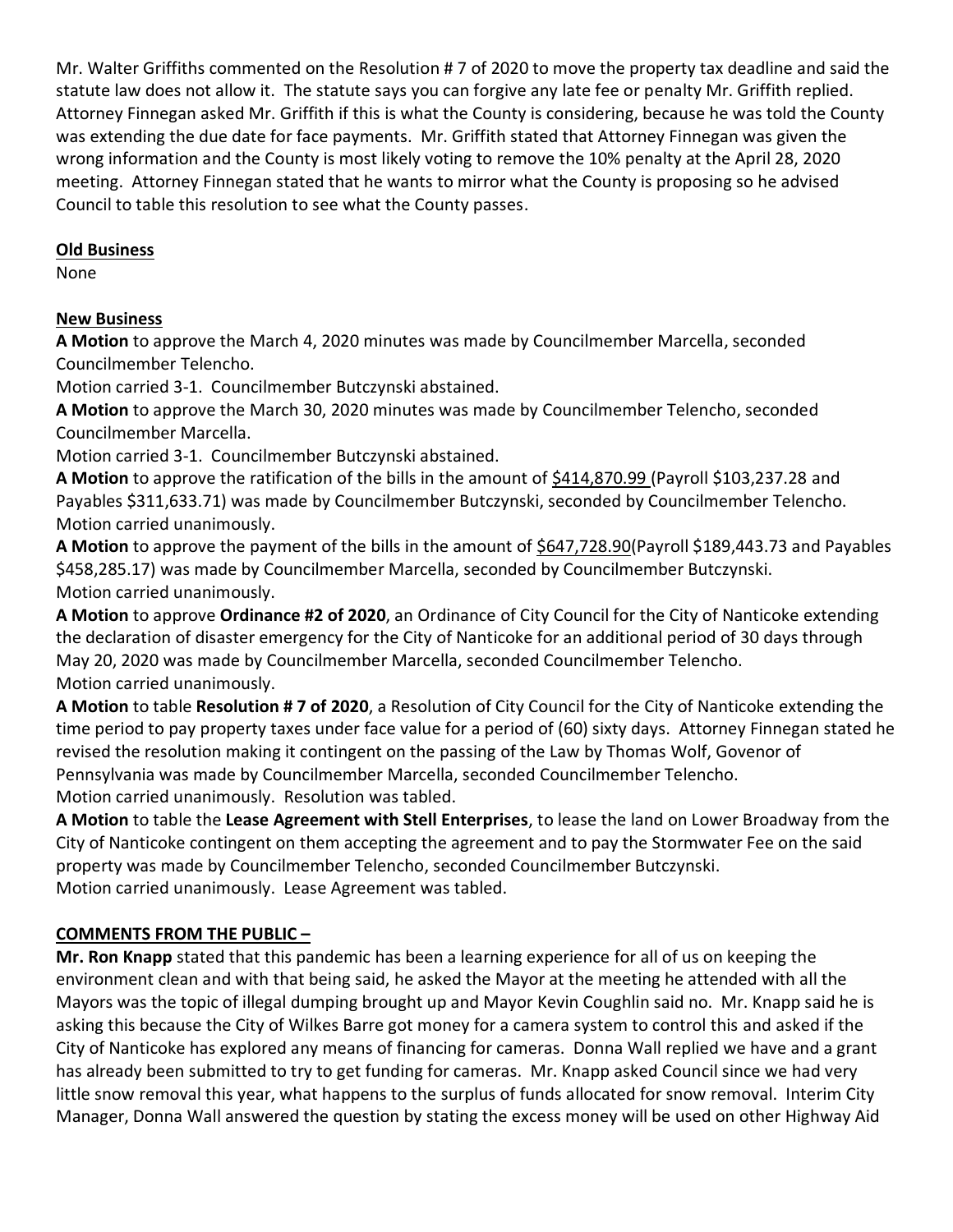Mr. Walter Griffiths commented on the Resolution # 7 of 2020 to move the property tax deadline and said the statute law does not allow it. The statute says you can forgive any late fee or penalty Mr. Griffith replied. Attorney Finnegan asked Mr. Griffith if this is what the County is considering, because he was told the County was extending the due date for face payments. Mr. Griffith stated that Attorney Finnegan was given the wrong information and the County is most likely voting to remove the 10% penalty at the April 28, 2020 meeting. Attorney Finnegan stated that he wants to mirror what the County is proposing so he advised Council to table this resolution to see what the County passes.

**Old Business**

None

**New Business**

**A Motion** to approve the March 4, 2020 minutes was made by Councilmember Marcella, seconded Councilmember Telencho.

Motion carried 3-1. Councilmember Butczynski abstained.

**A Motion** to approve the March 30, 2020 minutes was made by Councilmember Telencho, seconded Councilmember Marcella.

Motion carried 3-1. Councilmember Butczynski abstained.

**A Motion** to approve the ratification of the bills in the amount of $414,870.99 (Payroll $103,237.28 and Payables $311,633.71) was made by Councilmember Butczynski, seconded by Councilmember Telencho. Motion carried unanimously.

**A Motion** to approve the payment of the bills in the amount of $647,728.90(Payroll $189,443.73 and Payables $458,285.17) was made by Councilmember Marcella, seconded by Councilmember Butczynski. Motion carried unanimously.

**A Motion** to approve **Ordinance #2 of 2020**, an Ordinance of City Council for the City of Nanticoke extending the declaration of disaster emergency for the City of Nanticoke for an additional period of 30 days through May 20, 2020 was made by Councilmember Marcella, seconded Councilmember Telencho. Motion carried unanimously.

**A Motion** to table **Resolution # 7 of 2020**, a Resolution of City Council for the City of Nanticoke extending the time period to pay property taxes under face value for a period of (60) sixty days. Attorney Finnegan stated he revised the resolution making it contingent on the passing of the Law by Thomas Wolf, Govenor of Pennsylvania was made by Councilmember Marcella, seconded Councilmember Telencho.

Motion carried unanimously. Resolution was tabled.

**A Motion** to table the **Lease Agreement with Stell Enterprises**, to lease the land on Lower Broadway from the City of Nanticoke contingent on them accepting the agreement and to pay the Stormwater Fee on the said property was made by Councilmember Telencho, seconded Councilmember Butczynski.

Motion carried unanimously. Lease Agreement was tabled.

**COMMENTS FROM THE PUBLIC –**

**Mr. Ron Knapp** stated that this pandemic has been a learning experience for all of us on keeping the environment clean and with that being said, he asked the Mayor at the meeting he attended with all the Mayors was the topic of illegal dumping brought up and Mayor Kevin Coughlin said no. Mr. Knapp said he is asking this because the City of Wilkes Barre got money for a camera system to control this and asked if the City of Nanticoke has explored any means of financing for cameras. Donna Wall replied we have and a grant has already been submitted to try to get funding for cameras. Mr. Knapp asked Council since we had very little snow removal this year, what happens to the surplus of funds allocated for snow removal. Interim City Manager, Donna Wall answered the question by stating the excess money will be used on other Highway Aid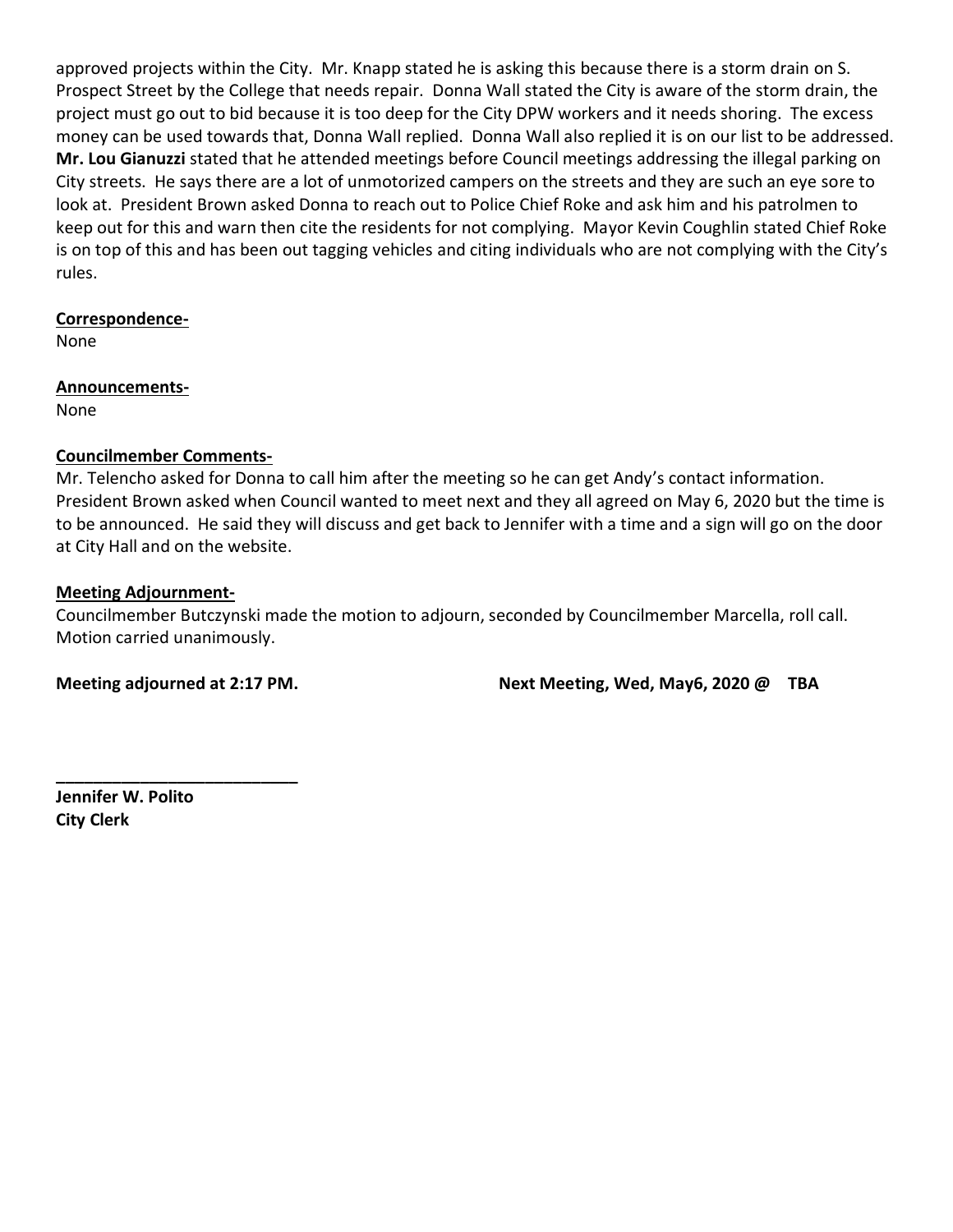approved projects within the City. Mr. Knapp stated he is asking this because there is a storm drain on S. Prospect Street by the College that needs repair. Donna Wall stated the City is aware of the storm drain, the project must go out to bid because it is too deep for the City DPW workers and it needs shoring. The excess money can be used towards that, Donna Wall replied. Donna Wall also replied it is on our list to be addressed. **Mr. Lou Gianuzzi** stated that he attended meetings before Council meetings addressing the illegal parking on City streets. He says there are a lot of unmotorized campers on the streets and they are such an eye sore to look at. President Brown asked Donna to reach out to Police Chief Roke and ask him and his patrolmen to keep out for this and warn then cite the residents for not complying. Mayor Kevin Coughlin stated Chief Roke is on top of this and has been out tagging vehicles and citing individuals who are not complying with the City's rules.

**Correspondence-**
None

**Announcements-**
None

**Councilmember Comments-**
Mr. Telencho asked for Donna to call him after the meeting so he can get Andy's contact information. President Brown asked when Council wanted to meet next and they all agreed on May 6, 2020 but the time is to be announced. He said they will discuss and get back to Jennifer with a time and a sign will go on the door at City Hall and on the website.

**Meeting Adjournment-**
Councilmember Butczynski made the motion to adjourn, seconded by Councilmember Marcella, roll call. Motion carried unanimously.

**Meeting adjourned at 2:17 PM.** **Next Meeting, Wed, May6, 2020 @ TBA**

___________________________
**Jennifer W. Polito**
**City Clerk**